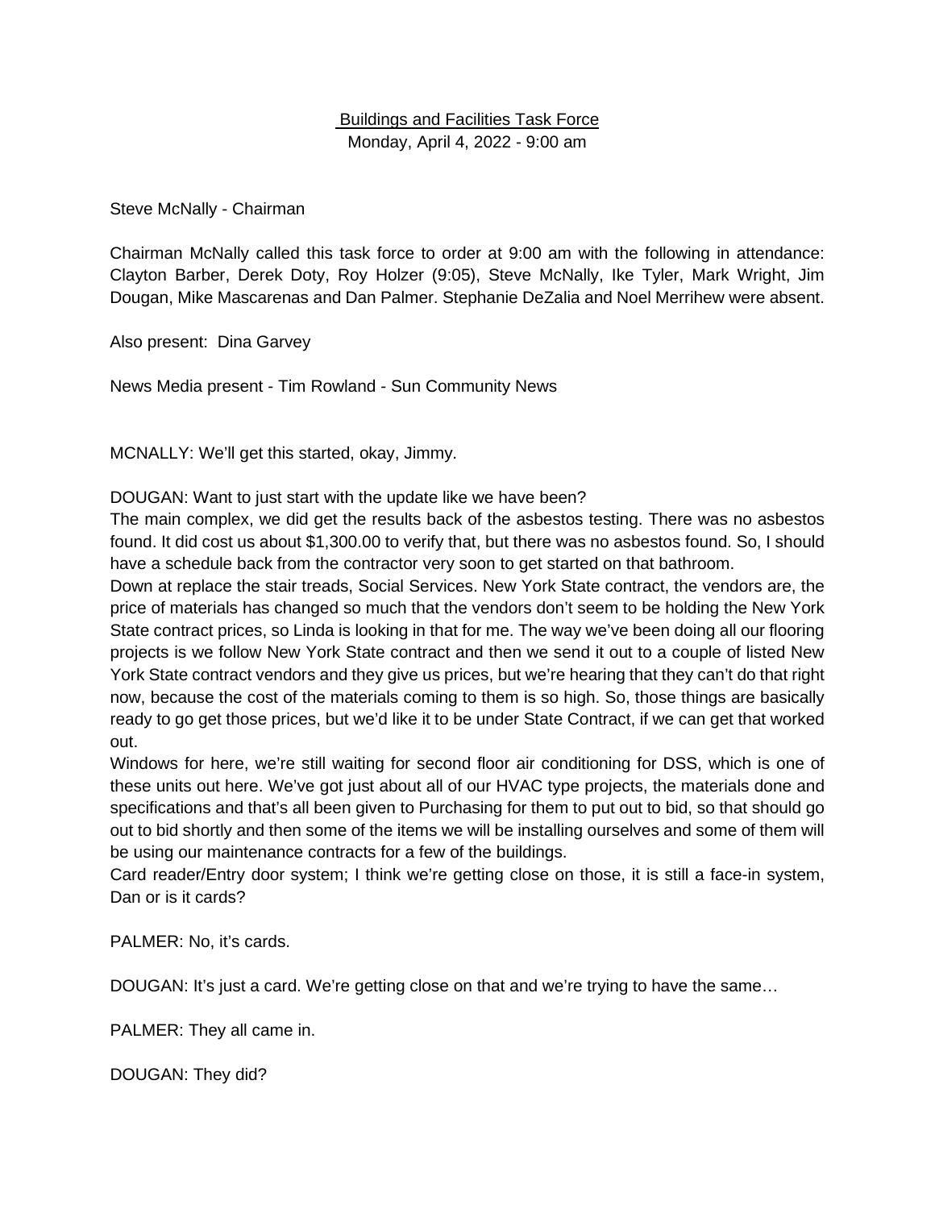<u>Buildings and Facilities Task Force</u>

Monday, April 4, 2022 - 9:00 am

Steve McNally - Chairman

Chairman McNally called this task force to order at 9:00 am with the following in attendance: Clayton Barber, Derek Doty, Roy Holzer (9:05), Steve McNally, Ike Tyler, Mark Wright, Jim Dougan, Mike Mascarenas and Dan Palmer. Stephanie DeZalia and Noel Merrihew were absent.

Also present: Dina Garvey

News Media present - Tim Rowland - Sun Community News

MCNALLY: We'll get this started, okay, Jimmy.

DOUGAN: Want to just start with the update like we have been?

The main complex, we did get the results back of the asbestos testing. There was no asbestos found. It did cost us about $1,300.00 to verify that, but there was no asbestos found. So, I should have a schedule back from the contractor very soon to get started on that bathroom.

Down at replace the stair treads, Social Services. New York State contract, the vendors are, the price of materials has changed so much that the vendors don't seem to be holding the New York State contract prices, so Linda is looking in that for me. The way we've been doing all our flooring projects is we follow New York State contract and then we send it out to a couple of listed New York State contract vendors and they give us prices, but we're hearing that they can't do that right now, because the cost of the materials coming to them is so high. So, those things are basically ready to go get those prices, but we'd like it to be under State Contract, if we can get that worked out.

Windows for here, we're still waiting for second floor air conditioning for DSS, which is one of these units out here. We've got just about all of our HVAC type projects, the materials done and specifications and that's all been given to Purchasing for them to put out to bid, so that should go out to bid shortly and then some of the items we will be installing ourselves and some of them will be using our maintenance contracts for a few of the buildings.

Card reader/Entry door system; I think we're getting close on those, it is still a face-in system, Dan or is it cards?

PALMER: No, it's cards.

DOUGAN: It's just a card. We're getting close on that and we're trying to have the same…

PALMER: They all came in.

DOUGAN: They did?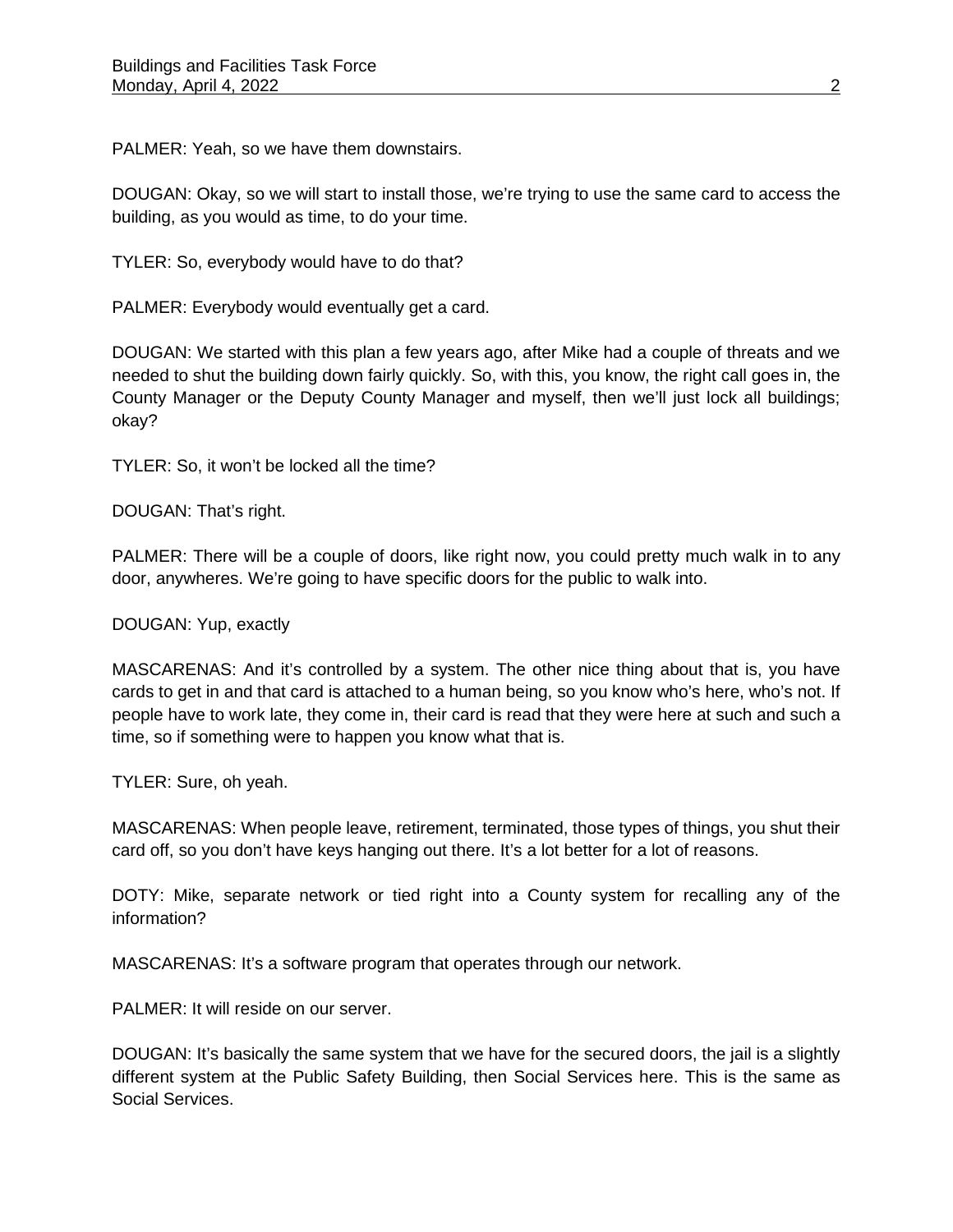PALMER: Yeah, so we have them downstairs.

DOUGAN: Okay, so we will start to install those, we're trying to use the same card to access the building, as you would as time, to do your time.

TYLER: So, everybody would have to do that?

PALMER: Everybody would eventually get a card.

DOUGAN: We started with this plan a few years ago, after Mike had a couple of threats and we needed to shut the building down fairly quickly. So, with this, you know, the right call goes in, the County Manager or the Deputy County Manager and myself, then we'll just lock all buildings; okay?

TYLER: So, it won't be locked all the time?

DOUGAN: That's right.

PALMER: There will be a couple of doors, like right now, you could pretty much walk in to any door, anywheres. We're going to have specific doors for the public to walk into.

DOUGAN: Yup, exactly

MASCARENAS: And it's controlled by a system. The other nice thing about that is, you have cards to get in and that card is attached to a human being, so you know who's here, who's not. If people have to work late, they come in, their card is read that they were here at such and such a time, so if something were to happen you know what that is.

TYLER: Sure, oh yeah.

MASCARENAS: When people leave, retirement, terminated, those types of things, you shut their card off, so you don't have keys hanging out there. It's a lot better for a lot of reasons.

DOTY: Mike, separate network or tied right into a County system for recalling any of the information?

MASCARENAS: It's a software program that operates through our network.

PALMER: It will reside on our server.

DOUGAN: It's basically the same system that we have for the secured doors, the jail is a slightly different system at the Public Safety Building, then Social Services here. This is the same as Social Services.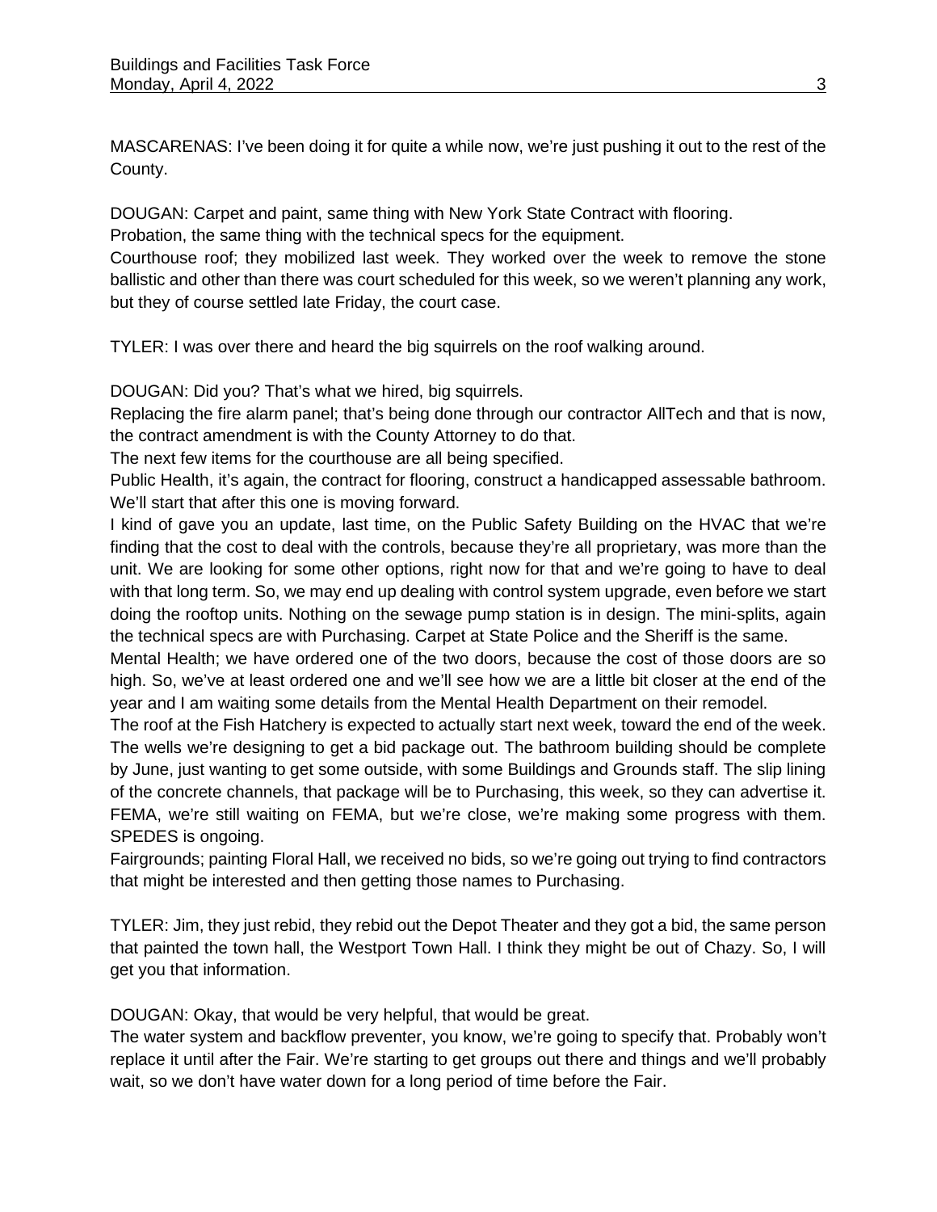MASCARENAS: I've been doing it for quite a while now, we're just pushing it out to the rest of the County.

DOUGAN: Carpet and paint, same thing with New York State Contract with flooring.
Probation, the same thing with the technical specs for the equipment.
Courthouse roof; they mobilized last week. They worked over the week to remove the stone ballistic and other than there was court scheduled for this week, so we weren't planning any work, but they of course settled late Friday, the court case.

TYLER: I was over there and heard the big squirrels on the roof walking around.

DOUGAN: Did you? That's what we hired, big squirrels.
Replacing the fire alarm panel; that's being done through our contractor AllTech and that is now, the contract amendment is with the County Attorney to do that.
The next few items for the courthouse are all being specified.
Public Health, it's again, the contract for flooring, construct a handicapped assessable bathroom. We'll start that after this one is moving forward.
I kind of gave you an update, last time, on the Public Safety Building on the HVAC that we're finding that the cost to deal with the controls, because they're all proprietary, was more than the unit. We are looking for some other options, right now for that and we're going to have to deal with that long term. So, we may end up dealing with control system upgrade, even before we start doing the rooftop units. Nothing on the sewage pump station is in design. The mini-splits, again the technical specs are with Purchasing. Carpet at State Police and the Sheriff is the same.
Mental Health; we have ordered one of the two doors, because the cost of those doors are so high. So, we've at least ordered one and we'll see how we are a little bit closer at the end of the year and I am waiting some details from the Mental Health Department on their remodel.
The roof at the Fish Hatchery is expected to actually start next week, toward the end of the week. The wells we're designing to get a bid package out. The bathroom building should be complete by June, just wanting to get some outside, with some Buildings and Grounds staff. The slip lining of the concrete channels, that package will be to Purchasing, this week, so they can advertise it. FEMA, we're still waiting on FEMA, but we're close, we're making some progress with them. SPEDES is ongoing.
Fairgrounds; painting Floral Hall, we received no bids, so we're going out trying to find contractors that might be interested and then getting those names to Purchasing.

TYLER: Jim, they just rebid, they rebid out the Depot Theater and they got a bid, the same person that painted the town hall, the Westport Town Hall. I think they might be out of Chazy. So, I will get you that information.

DOUGAN: Okay, that would be very helpful, that would be great.
The water system and backflow preventer, you know, we're going to specify that. Probably won't replace it until after the Fair. We're starting to get groups out there and things and we'll probably wait, so we don't have water down for a long period of time before the Fair.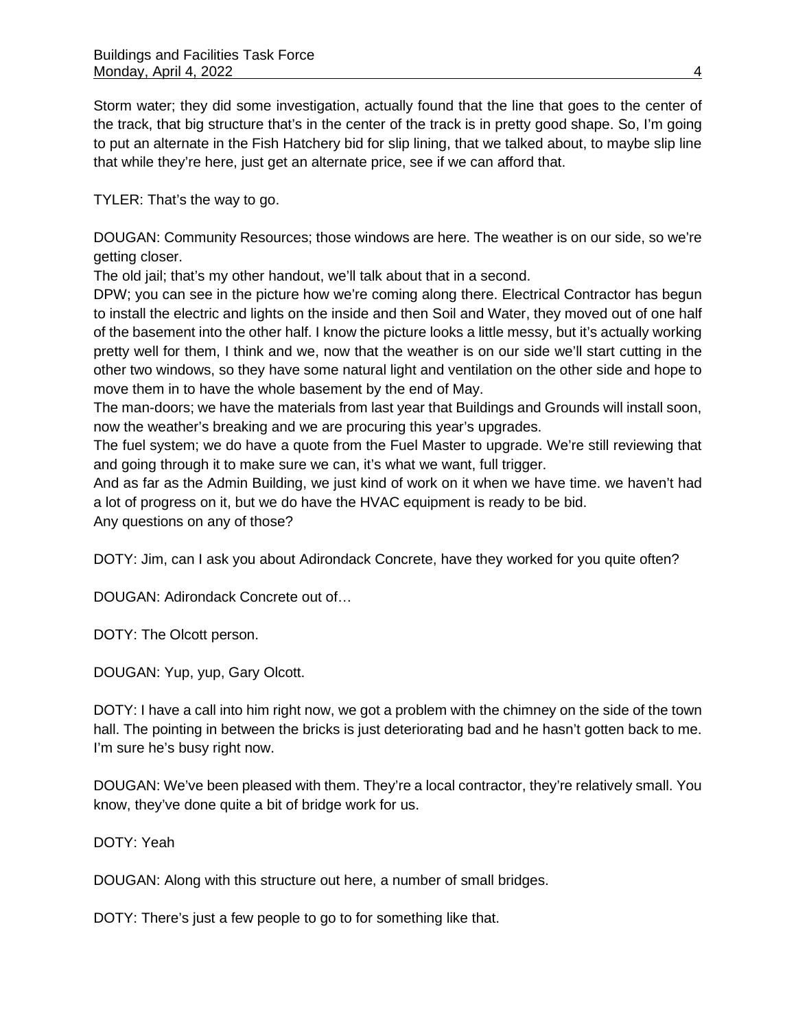Storm water; they did some investigation, actually found that the line that goes to the center of the track, that big structure that's in the center of the track is in pretty good shape. So, I'm going to put an alternate in the Fish Hatchery bid for slip lining, that we talked about, to maybe slip line that while they're here, just get an alternate price, see if we can afford that.

TYLER: That's the way to go.

DOUGAN: Community Resources; those windows are here. The weather is on our side, so we're getting closer.
The old jail; that's my other handout, we'll talk about that in a second.
DPW; you can see in the picture how we're coming along there. Electrical Contractor has begun to install the electric and lights on the inside and then Soil and Water, they moved out of one half of the basement into the other half. I know the picture looks a little messy, but it's actually working pretty well for them, I think and we, now that the weather is on our side we'll start cutting in the other two windows, so they have some natural light and ventilation on the other side and hope to move them in to have the whole basement by the end of May.
The man-doors; we have the materials from last year that Buildings and Grounds will install soon, now the weather's breaking and we are procuring this year's upgrades.
The fuel system; we do have a quote from the Fuel Master to upgrade. We're still reviewing that and going through it to make sure we can, it's what we want, full trigger.
And as far as the Admin Building, we just kind of work on it when we have time. we haven't had a lot of progress on it, but we do have the HVAC equipment is ready to be bid.
Any questions on any of those?

DOTY: Jim, can I ask you about Adirondack Concrete, have they worked for you quite often?

DOUGAN: Adirondack Concrete out of…

DOTY: The Olcott person.

DOUGAN: Yup, yup, Gary Olcott.

DOTY: I have a call into him right now, we got a problem with the chimney on the side of the town hall. The pointing in between the bricks is just deteriorating bad and he hasn't gotten back to me. I'm sure he's busy right now.

DOUGAN: We've been pleased with them. They're a local contractor, they're relatively small. You know, they've done quite a bit of bridge work for us.

DOTY: Yeah

DOUGAN: Along with this structure out here, a number of small bridges.

DOTY: There's just a few people to go to for something like that.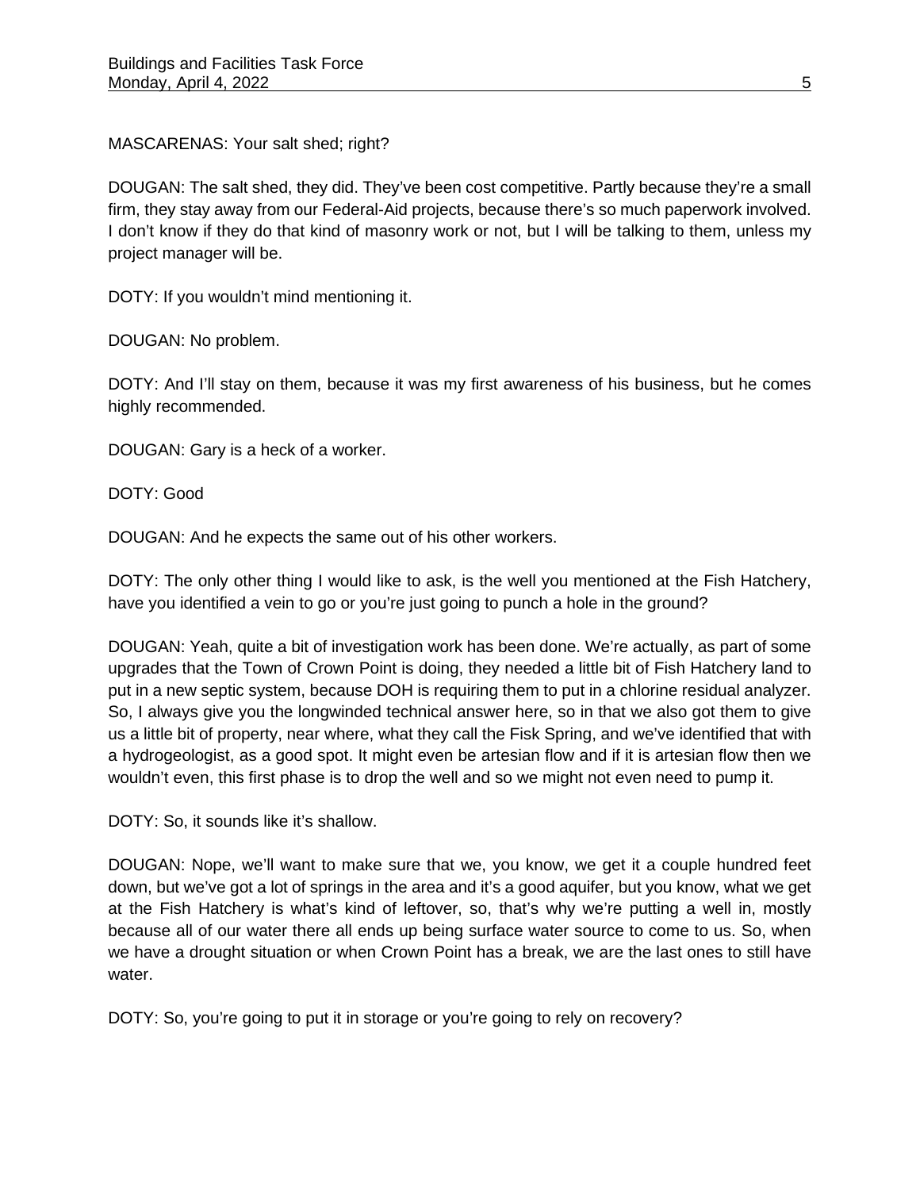MASCARENAS: Your salt shed; right?

DOUGAN: The salt shed, they did. They've been cost competitive. Partly because they're a small firm, they stay away from our Federal-Aid projects, because there's so much paperwork involved. I don't know if they do that kind of masonry work or not, but I will be talking to them, unless my project manager will be.

DOTY: If you wouldn't mind mentioning it.

DOUGAN: No problem.

DOTY: And I'll stay on them, because it was my first awareness of his business, but he comes highly recommended.

DOUGAN: Gary is a heck of a worker.

DOTY: Good

DOUGAN: And he expects the same out of his other workers.

DOTY: The only other thing I would like to ask, is the well you mentioned at the Fish Hatchery, have you identified a vein to go or you're just going to punch a hole in the ground?

DOUGAN: Yeah, quite a bit of investigation work has been done. We're actually, as part of some upgrades that the Town of Crown Point is doing, they needed a little bit of Fish Hatchery land to put in a new septic system, because DOH is requiring them to put in a chlorine residual analyzer. So, I always give you the longwinded technical answer here, so in that we also got them to give us a little bit of property, near where, what they call the Fisk Spring, and we've identified that with a hydrogeologist, as a good spot. It might even be artesian flow and if it is artesian flow then we wouldn't even, this first phase is to drop the well and so we might not even need to pump it.

DOTY: So, it sounds like it's shallow.

DOUGAN: Nope, we'll want to make sure that we, you know, we get it a couple hundred feet down, but we've got a lot of springs in the area and it's a good aquifer, but you know, what we get at the Fish Hatchery is what's kind of leftover, so, that's why we're putting a well in, mostly because all of our water there all ends up being surface water source to come to us. So, when we have a drought situation or when Crown Point has a break, we are the last ones to still have water.

DOTY: So, you're going to put it in storage or you're going to rely on recovery?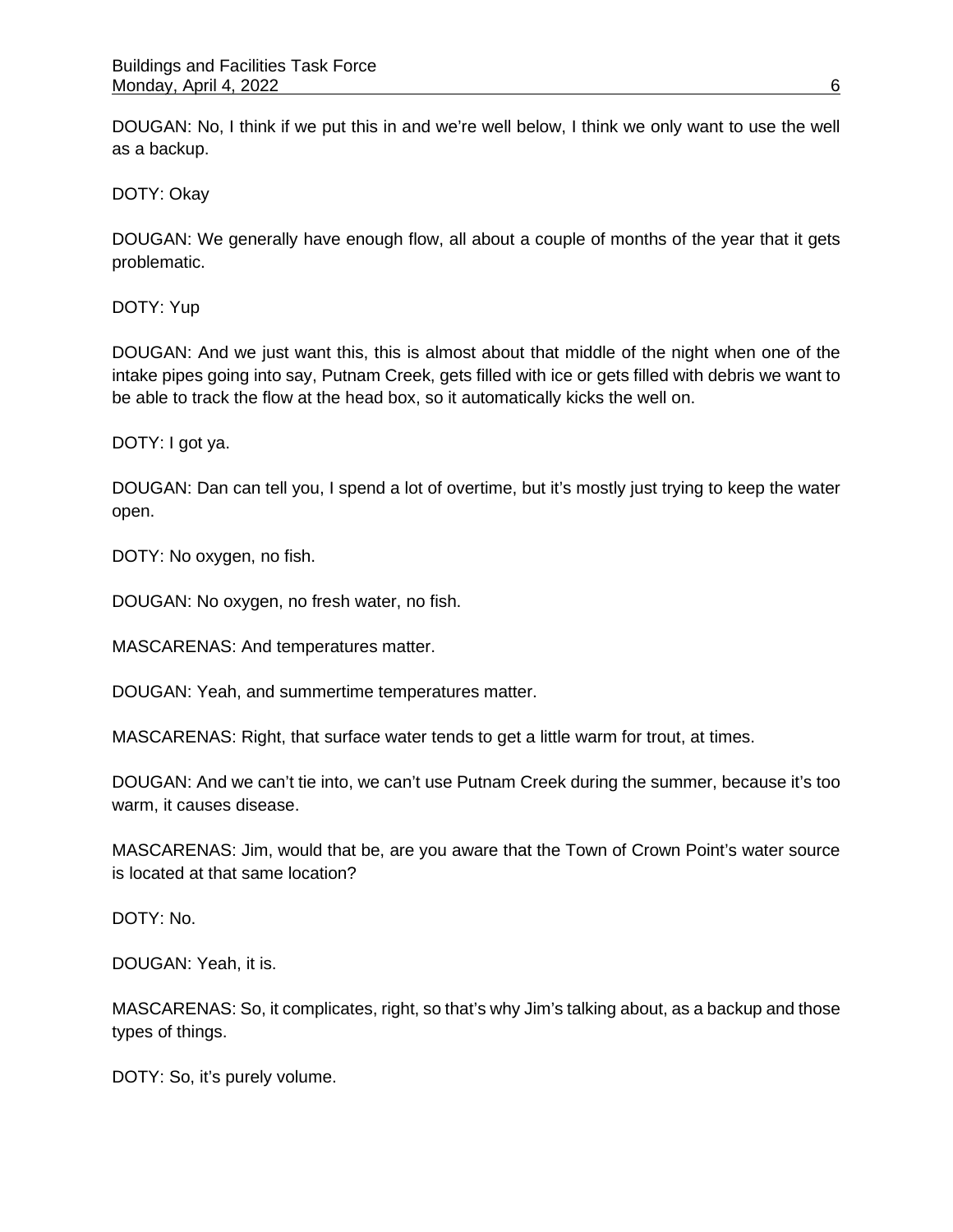DOUGAN: No, I think if we put this in and we're well below, I think we only want to use the well as a backup.

DOTY: Okay

DOUGAN: We generally have enough flow, all about a couple of months of the year that it gets problematic.

DOTY: Yup

DOUGAN: And we just want this, this is almost about that middle of the night when one of the intake pipes going into say, Putnam Creek, gets filled with ice or gets filled with debris we want to be able to track the flow at the head box, so it automatically kicks the well on.

DOTY: I got ya.

DOUGAN: Dan can tell you, I spend a lot of overtime, but it's mostly just trying to keep the water open.

DOTY: No oxygen, no fish.

DOUGAN: No oxygen, no fresh water, no fish.

MASCARENAS: And temperatures matter.

DOUGAN: Yeah, and summertime temperatures matter.

MASCARENAS: Right, that surface water tends to get a little warm for trout, at times.

DOUGAN: And we can't tie into, we can't use Putnam Creek during the summer, because it's too warm, it causes disease.

MASCARENAS: Jim, would that be, are you aware that the Town of Crown Point's water source is located at that same location?

DOTY: No.

DOUGAN: Yeah, it is.

MASCARENAS: So, it complicates, right, so that's why Jim's talking about, as a backup and those types of things.

DOTY: So, it's purely volume.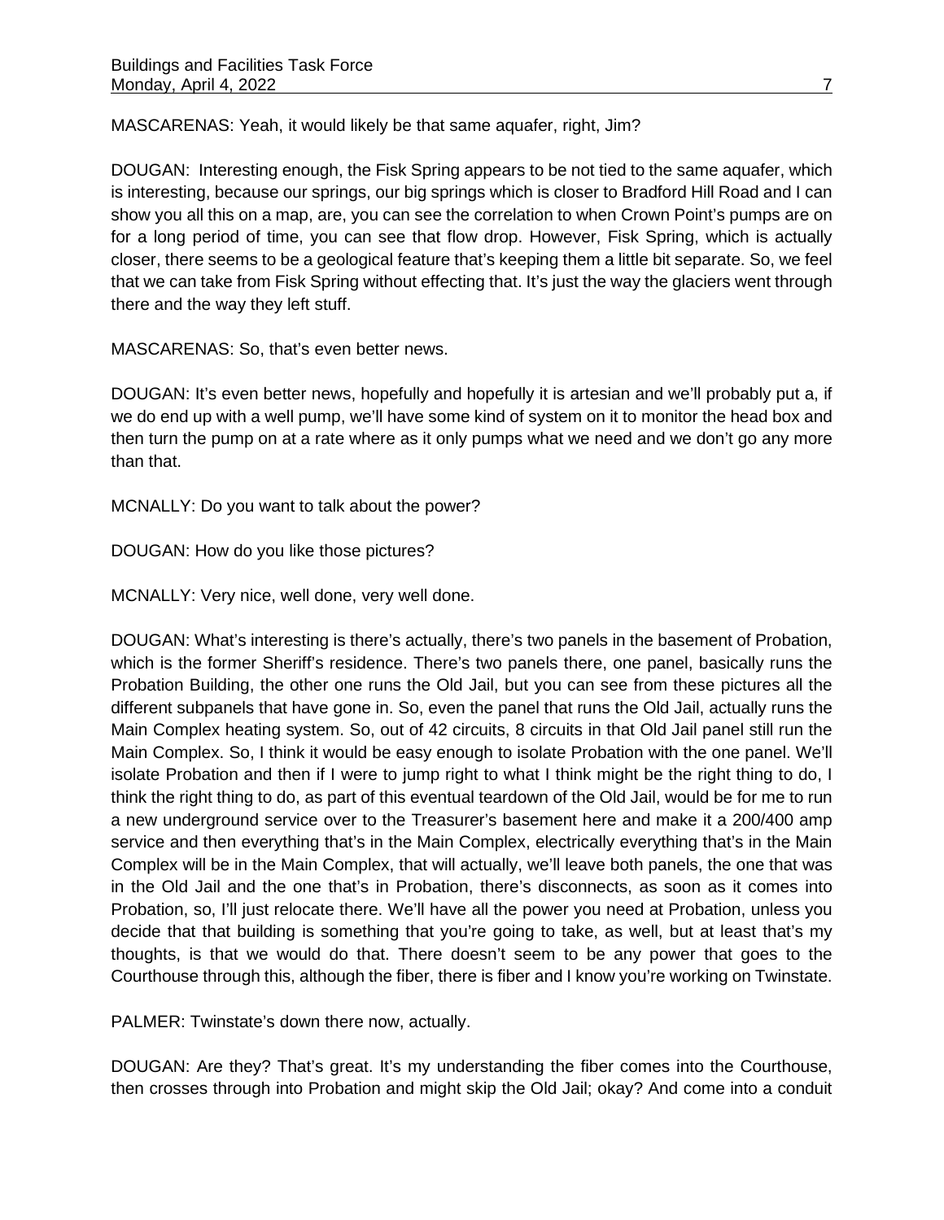MASCARENAS: Yeah, it would likely be that same aquafer, right, Jim?

DOUGAN: Interesting enough, the Fisk Spring appears to be not tied to the same aquafer, which is interesting, because our springs, our big springs which is closer to Bradford Hill Road and I can show you all this on a map, are, you can see the correlation to when Crown Point's pumps are on for a long period of time, you can see that flow drop. However, Fisk Spring, which is actually closer, there seems to be a geological feature that's keeping them a little bit separate. So, we feel that we can take from Fisk Spring without effecting that. It's just the way the glaciers went through there and the way they left stuff.

MASCARENAS: So, that's even better news.

DOUGAN: It's even better news, hopefully and hopefully it is artesian and we'll probably put a, if we do end up with a well pump, we'll have some kind of system on it to monitor the head box and then turn the pump on at a rate where as it only pumps what we need and we don't go any more than that.

MCNALLY: Do you want to talk about the power?

DOUGAN: How do you like those pictures?

MCNALLY: Very nice, well done, very well done.

DOUGAN: What's interesting is there's actually, there's two panels in the basement of Probation, which is the former Sheriff's residence. There's two panels there, one panel, basically runs the Probation Building, the other one runs the Old Jail, but you can see from these pictures all the different subpanels that have gone in. So, even the panel that runs the Old Jail, actually runs the Main Complex heating system. So, out of 42 circuits, 8 circuits in that Old Jail panel still run the Main Complex. So, I think it would be easy enough to isolate Probation with the one panel. We'll isolate Probation and then if I were to jump right to what I think might be the right thing to do, I think the right thing to do, as part of this eventual teardown of the Old Jail, would be for me to run a new underground service over to the Treasurer's basement here and make it a 200/400 amp service and then everything that's in the Main Complex, electrically everything that's in the Main Complex will be in the Main Complex, that will actually, we'll leave both panels, the one that was in the Old Jail and the one that's in Probation, there's disconnects, as soon as it comes into Probation, so, I'll just relocate there. We'll have all the power you need at Probation, unless you decide that that building is something that you're going to take, as well, but at least that's my thoughts, is that we would do that. There doesn't seem to be any power that goes to the Courthouse through this, although the fiber, there is fiber and I know you're working on Twinstate.

PALMER: Twinstate's down there now, actually.

DOUGAN: Are they? That's great. It's my understanding the fiber comes into the Courthouse, then crosses through into Probation and might skip the Old Jail; okay? And come into a conduit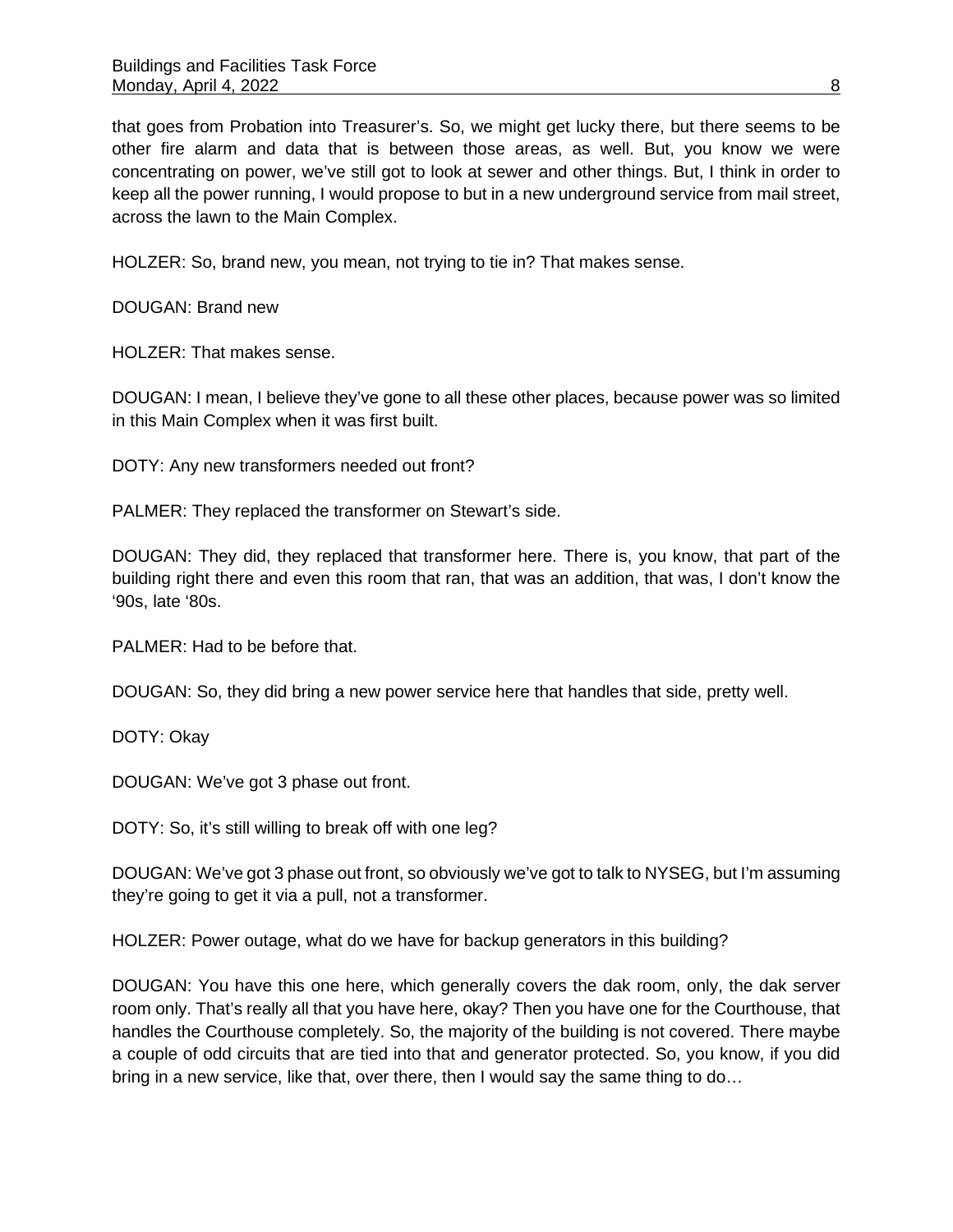that goes from Probation into Treasurer's. So, we might get lucky there, but there seems to be other fire alarm and data that is between those areas, as well. But, you know we were concentrating on power, we've still got to look at sewer and other things. But, I think in order to keep all the power running, I would propose to but in a new underground service from mail street, across the lawn to the Main Complex.

HOLZER: So, brand new, you mean, not trying to tie in? That makes sense.

DOUGAN: Brand new

HOLZER: That makes sense.

DOUGAN: I mean, I believe they've gone to all these other places, because power was so limited in this Main Complex when it was first built.

DOTY: Any new transformers needed out front?

PALMER: They replaced the transformer on Stewart's side.

DOUGAN: They did, they replaced that transformer here. There is, you know, that part of the building right there and even this room that ran, that was an addition, that was, I don't know the '90s, late '80s.

PALMER: Had to be before that.

DOUGAN: So, they did bring a new power service here that handles that side, pretty well.

DOTY: Okay

DOUGAN: We've got 3 phase out front.

DOTY: So, it's still willing to break off with one leg?

DOUGAN: We've got 3 phase out front, so obviously we've got to talk to NYSEG, but I'm assuming they're going to get it via a pull, not a transformer.

HOLZER: Power outage, what do we have for backup generators in this building?

DOUGAN: You have this one here, which generally covers the dak room, only, the dak server room only. That's really all that you have here, okay? Then you have one for the Courthouse, that handles the Courthouse completely. So, the majority of the building is not covered. There maybe a couple of odd circuits that are tied into that and generator protected. So, you know, if you did bring in a new service, like that, over there, then I would say the same thing to do…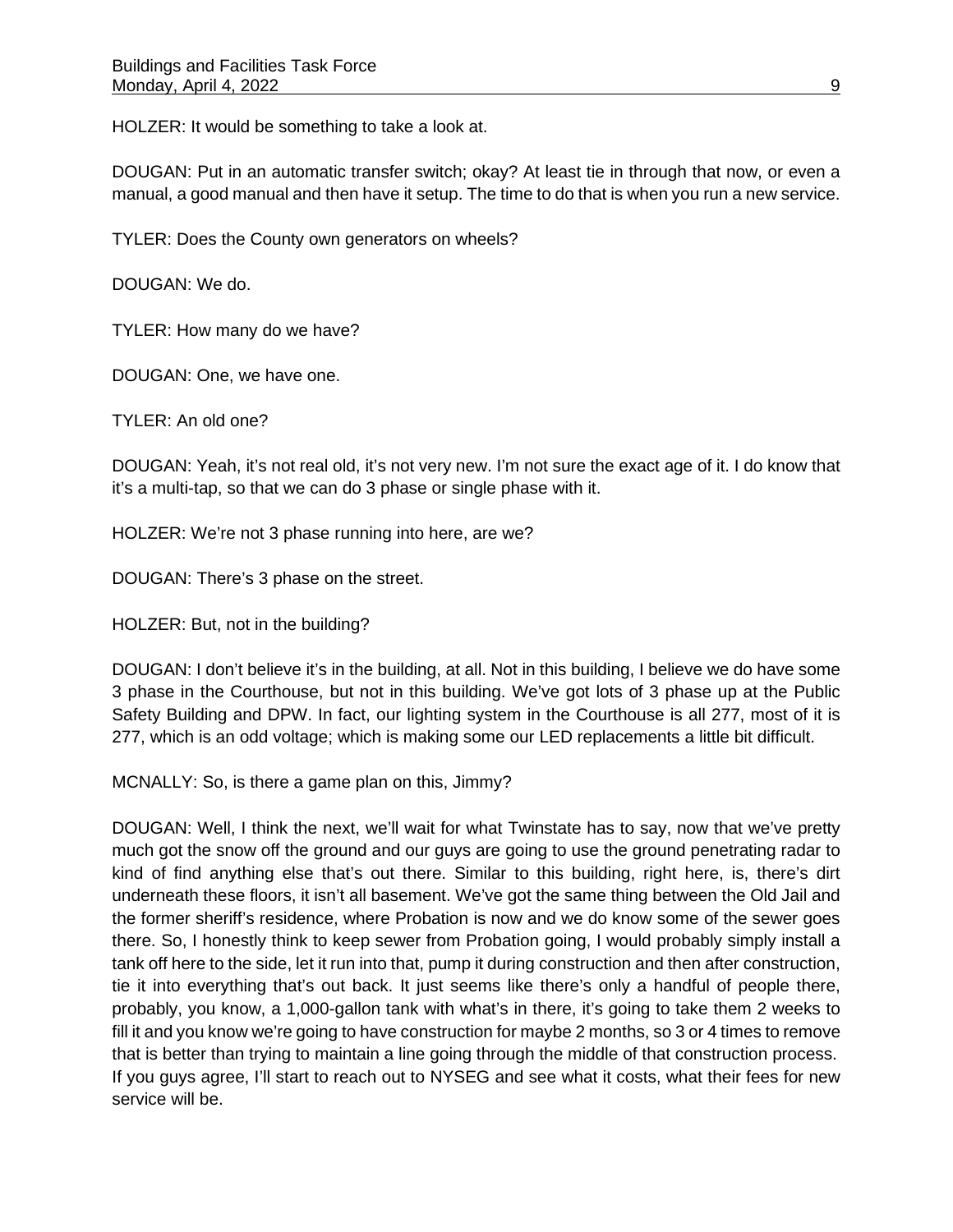HOLZER: It would be something to take a look at.

DOUGAN: Put in an automatic transfer switch; okay? At least tie in through that now, or even a manual, a good manual and then have it setup. The time to do that is when you run a new service.

TYLER: Does the County own generators on wheels?

DOUGAN: We do.

TYLER: How many do we have?

DOUGAN: One, we have one.

TYLER: An old one?

DOUGAN: Yeah, it's not real old, it's not very new. I'm not sure the exact age of it. I do know that it's a multi-tap, so that we can do 3 phase or single phase with it.

HOLZER: We're not 3 phase running into here, are we?

DOUGAN: There's 3 phase on the street.

HOLZER: But, not in the building?

DOUGAN: I don't believe it's in the building, at all. Not in this building, I believe we do have some 3 phase in the Courthouse, but not in this building. We've got lots of 3 phase up at the Public Safety Building and DPW. In fact, our lighting system in the Courthouse is all 277, most of it is 277, which is an odd voltage; which is making some our LED replacements a little bit difficult.

MCNALLY: So, is there a game plan on this, Jimmy?

DOUGAN: Well, I think the next, we'll wait for what Twinstate has to say, now that we've pretty much got the snow off the ground and our guys are going to use the ground penetrating radar to kind of find anything else that's out there. Similar to this building, right here, is, there's dirt underneath these floors, it isn't all basement. We've got the same thing between the Old Jail and the former sheriff's residence, where Probation is now and we do know some of the sewer goes there. So, I honestly think to keep sewer from Probation going, I would probably simply install a tank off here to the side, let it run into that, pump it during construction and then after construction, tie it into everything that's out back. It just seems like there's only a handful of people there, probably, you know, a 1,000-gallon tank with what's in there, it's going to take them 2 weeks to fill it and you know we're going to have construction for maybe 2 months, so 3 or 4 times to remove that is better than trying to maintain a line going through the middle of that construction process. If you guys agree, I'll start to reach out to NYSEG and see what it costs, what their fees for new service will be.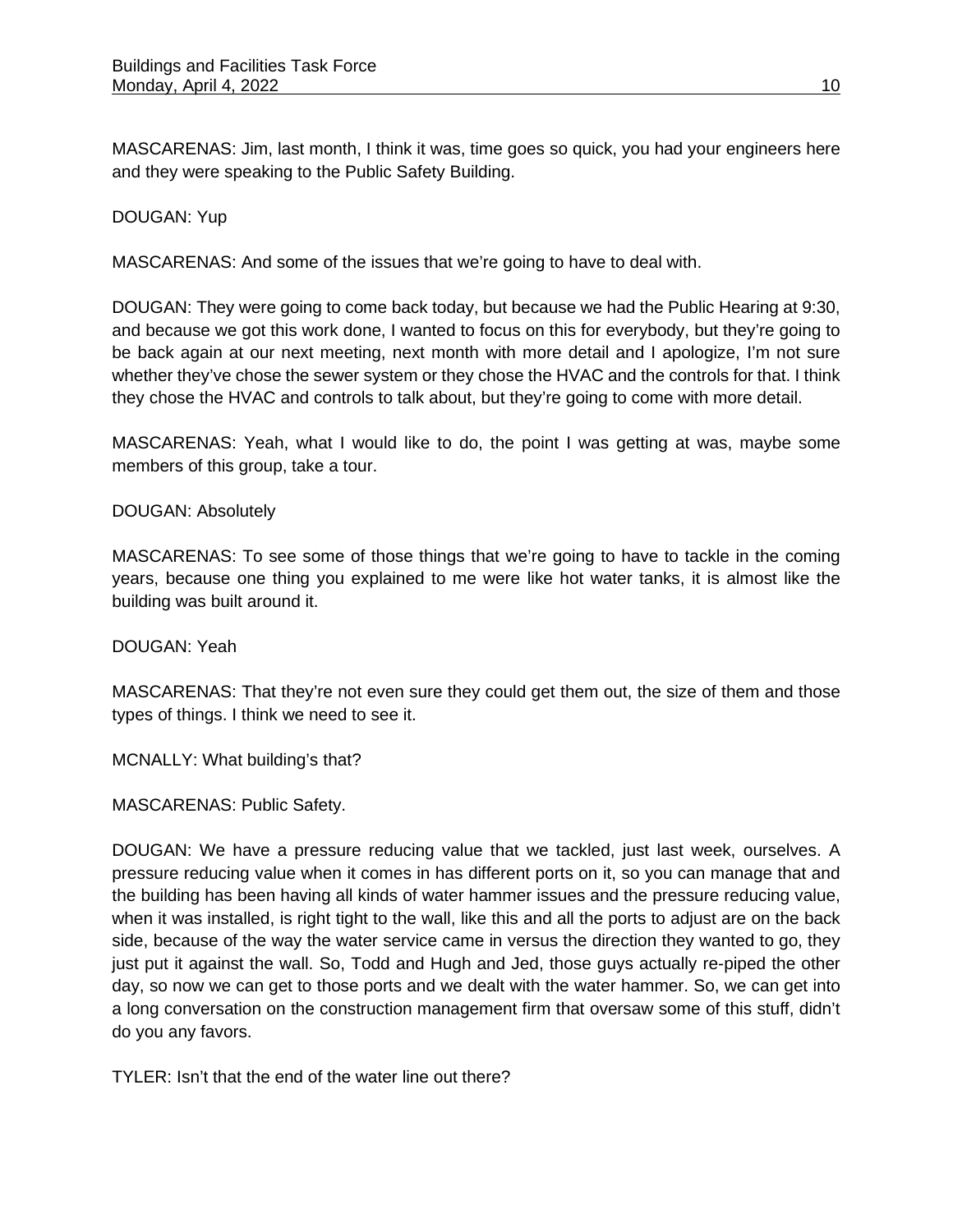MASCARENAS: Jim, last month, I think it was, time goes so quick, you had your engineers here and they were speaking to the Public Safety Building.

DOUGAN: Yup

MASCARENAS: And some of the issues that we're going to have to deal with.

DOUGAN: They were going to come back today, but because we had the Public Hearing at 9:30, and because we got this work done, I wanted to focus on this for everybody, but they're going to be back again at our next meeting, next month with more detail and I apologize, I'm not sure whether they've chose the sewer system or they chose the HVAC and the controls for that. I think they chose the HVAC and controls to talk about, but they're going to come with more detail.

MASCARENAS: Yeah, what I would like to do, the point I was getting at was, maybe some members of this group, take a tour.

DOUGAN: Absolutely

MASCARENAS: To see some of those things that we're going to have to tackle in the coming years, because one thing you explained to me were like hot water tanks, it is almost like the building was built around it.

DOUGAN: Yeah

MASCARENAS: That they're not even sure they could get them out, the size of them and those types of things. I think we need to see it.

MCNALLY: What building's that?

MASCARENAS: Public Safety.

DOUGAN: We have a pressure reducing value that we tackled, just last week, ourselves. A pressure reducing value when it comes in has different ports on it, so you can manage that and the building has been having all kinds of water hammer issues and the pressure reducing value, when it was installed, is right tight to the wall, like this and all the ports to adjust are on the back side, because of the way the water service came in versus the direction they wanted to go, they just put it against the wall. So, Todd and Hugh and Jed, those guys actually re-piped the other day, so now we can get to those ports and we dealt with the water hammer. So, we can get into a long conversation on the construction management firm that oversaw some of this stuff, didn't do you any favors.

TYLER: Isn't that the end of the water line out there?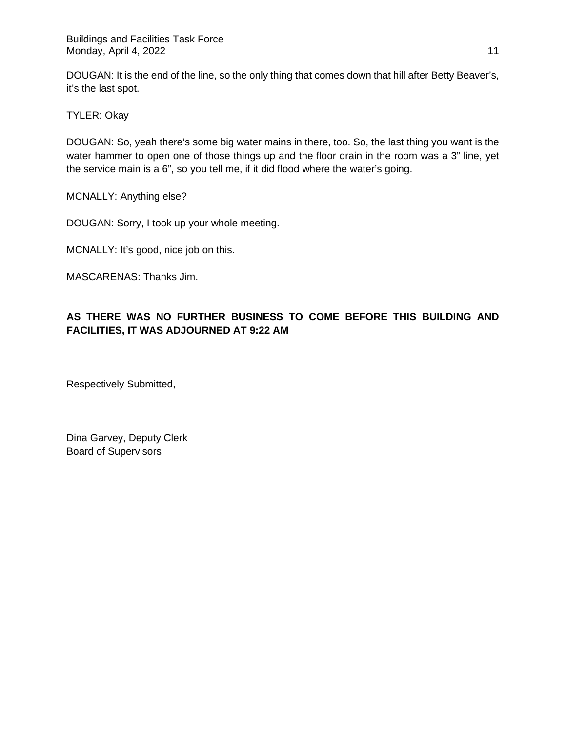DOUGAN: It is the end of the line, so the only thing that comes down that hill after Betty Beaver's, it's the last spot.

TYLER: Okay

DOUGAN: So, yeah there's some big water mains in there, too. So, the last thing you want is the water hammer to open one of those things up and the floor drain in the room was a 3" line, yet the service main is a 6", so you tell me, if it did flood where the water's going.

MCNALLY: Anything else?

DOUGAN: Sorry, I took up your whole meeting.

MCNALLY: It's good, nice job on this.

MASCARENAS: Thanks Jim.

**AS THERE WAS NO FURTHER BUSINESS TO COME BEFORE THIS BUILDING AND FACILITIES, IT WAS ADJOURNED AT 9:22 AM**

Respectively Submitted,

Dina Garvey, Deputy Clerk
Board of Supervisors